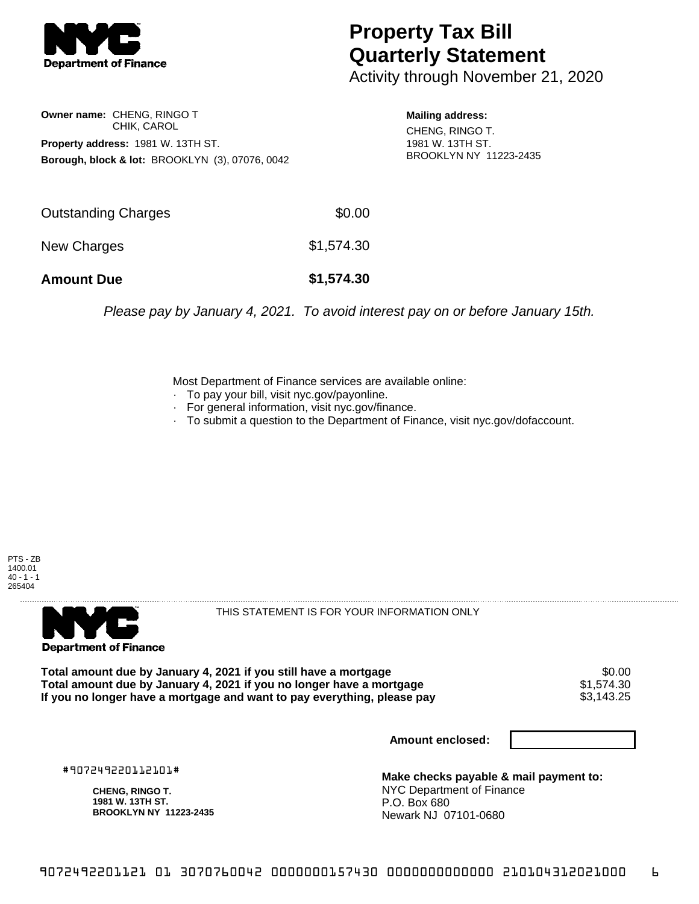# Property Tax Bill Quarterly Statement

Activity through November 21, 2020

**Owner name:** CHENG, RINGO T
CHIK, CAROL

**Property address:** 1981 W. 13TH ST.

**Borough, block & lot:** BROOKLYN (3), 07076, 0042

**Mailing address:**
CHENG, RINGO T.
1981 W. 13TH ST.
BROOKLYN NY 11223-2435

| | |
|---|---|
| Outstanding Charges | $0.00 |
| New Charges | $1,574.30 |
| **Amount Due** | **$1,574.30** |

*Please pay by January 4, 2021. To avoid interest pay on or before January 15th.*

Most Department of Finance services are available online:

- To pay your bill, visit nyc.gov/payonline.
- For general information, visit nyc.gov/finance.
- To submit a question to the Department of Finance, visit nyc.gov/dofaccount.

PTS - ZB
1400.01
40 - 1 - 1
265404

THIS STATEMENT IS FOR YOUR INFORMATION ONLY

| | |
|---|---|
| **Total amount due by January 4, 2021 if you still have a mortgage** | $0.00 |
| **Total amount due by January 4, 2021 if you no longer have a mortgage** | $1,574.30 |
| **If you no longer have a mortgage and want to pay everything, please pay** | $3,143.25 |

**Amount enclosed:**

#907249220112101#

**CHENG, RINGO T.**
**1981 W. 13TH ST.**
**BROOKLYN NY 11223-2435**

**Make checks payable & mail payment to:**
NYC Department of Finance
P.O. Box 680
Newark NJ 07101-0680

9072492201121 01 3070760042 0000000157430 0000000000000 210104312021000 6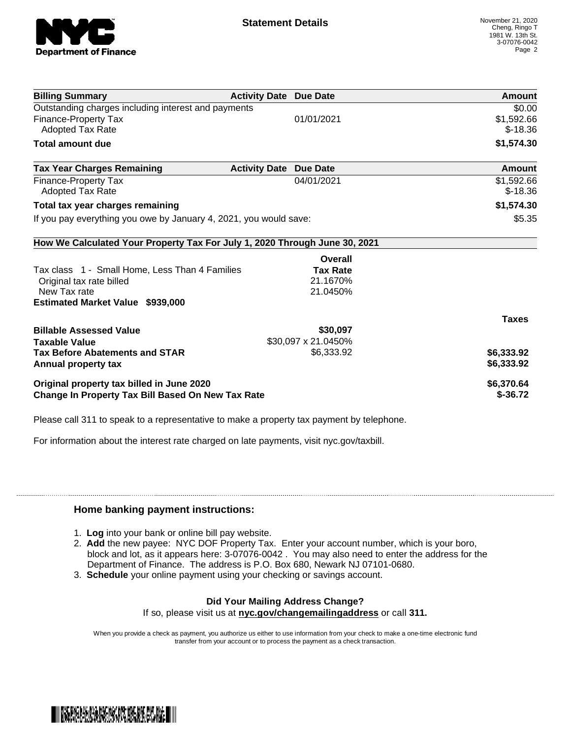# Statement Details

November 21, 2020
Cheng, Ringo T
1981 W. 13th St.
3-07076-0042

| Billing Summary | Activity Date | Due Date | Amount |
|---|---|---|---|
| Outstanding charges including interest and payments | | | $0.00 |
| Finance-Property Tax | | 01/01/2021 | $1,592.66 |
| Adopted Tax Rate | | | $-18.36 |
| **Total amount due** | | | **$1,574.30** |

| Tax Year Charges Remaining | Activity Date | Due Date | Amount |
|---|---|---|---|
| Finance-Property Tax | | 04/01/2021 | $1,592.66 |
| Adopted Tax Rate | | | $-18.36 |
| **Total tax year charges remaining** | | | **$1,574.30** |
| If you pay everything you owe by January 4, 2021, you would save: | | | $5.35 |

## How We Calculated Your Property Tax For July 1, 2020 Through June 30, 2021

| | Overall Tax Rate | Taxes |
|---|---|---|
| Tax class 1 - Small Home, Less Than 4 Families | | |
| Original tax rate billed | 21.1670% | |
| New Tax rate | 21.0450% | |
| **Estimated Market Value $939,000** | | |
| **Billable Assessed Value** | **$30,097** | |
| **Taxable Value** | $30,097 x 21.0450% | |
| **Tax Before Abatements and STAR** | $6,333.92 | **$6,333.92** |
| **Annual property tax** | | **$6,333.92** |
| **Original property tax billed in June 2020** | | **$6,370.64** |
| **Change In Property Tax Bill Based On New Tax Rate** | | **$-36.72** |

Please call 311 to speak to a representative to make a property tax payment by telephone.

For information about the interest rate charged on late payments, visit nyc.gov/taxbill.

### Home banking payment instructions:

1. **Log** into your bank or online bill pay website.
2. **Add** the new payee: NYC DOF Property Tax. Enter your account number, which is your boro, block and lot, as it appears here: 3-07076-0042 . You may also need to enter the address for the Department of Finance. The address is P.O. Box 680, Newark NJ 07101-0680.
3. **Schedule** your online payment using your checking or savings account.

**Did Your Mailing Address Change?**
If so, please visit us at **nyc.gov/changemailingaddress** or call **311.**

When you provide a check as payment, you authorize us either to use information from your check to make a one-time electronic fund transfer from your account or to process the payment as a check transaction.